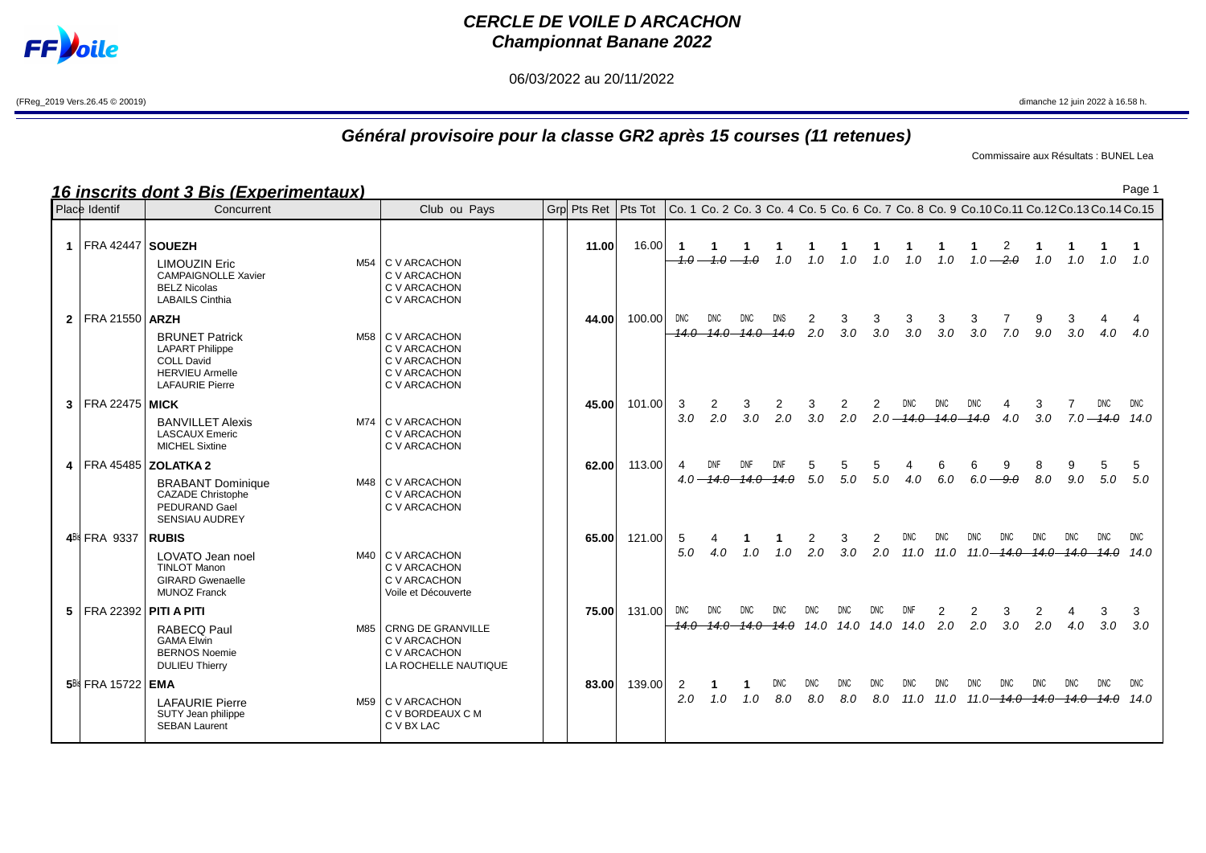# CERCLE DE VOILE D ARCACHON
## Championnat Banane 2022

06/03/2022 au 20/11/2022

(FReg_2019 Vers.26.45 © 20019) dimanche 12 juin 2022 à 16.58 h.

## Général provisoire pour la classe GR2 après 15 courses (11 retenues)

Commissaire aux Résultats : BUNEL Lea

### 16 inscrits dont 3 Bis (Experimentaux)

| Place | Identif | Concurrent | | Club ou Pays | Grp | Pts Ret | Pts Tot | Co. 1 | Co. 2 | Co. 3 | Co. 4 | Co. 5 | Co. 6 | Co. 7 | Co. 8 | Co. 9 | Co.10 | Co.11 | Co.12 | Co.13 | Co.14 | Co.15 |
|---|---|---|---|---|---|---|---|---|---|---|---|---|---|---|---|---|---|---|---|---|---|---|
| 1 | FRA 42447 | **SOUEZH** | | | | 11.00 | 16.00 | 1 | 1 | 1 | 1 | 1 | 1 | 1 | 1 | 1 | 1 | 2 | 1 | 1 | 1 | 1 |
| | | LIMOUZIN Eric | M54 | C V ARCACHON | | | | ~~1.0~~ | ~~1.0~~ | ~~1.0~~ | 1.0 | 1.0 | 1.0 | 1.0 | 1.0 | 1.0 | 1.0 | ~~2.0~~ | 1.0 | 1.0 | 1.0 | 1.0 |
| | | CAMPAIGNOLLE Xavier | | C V ARCACHON | | | | | | | | | | | | | | | | | | |
| | | BELZ Nicolas | | C V ARCACHON | | | | | | | | | | | | | | | | | | |
| | | LABAILS Cinthia | | C V ARCACHON | | | | | | | | | | | | | | | | | | |
| 2 | FRA 21550 | **ARZH** | | | | 44.00 | 100.00 | DNC | DNC | DNC | DNS | 2 | 3 | 3 | 3 | 3 | 3 | 7 | 9 | 3 | 4 | 4 |
| | | BRUNET Patrick | M58 | C V ARCACHON | | | | ~~14.0~~ | ~~14.0~~ | ~~14.0~~ | ~~14.0~~ | 2.0 | 3.0 | 3.0 | 3.0 | 3.0 | 3.0 | 7.0 | 9.0 | 3.0 | 4.0 | 4.0 |
| | | LAPART Philippe | | C V ARCACHON | | | | | | | | | | | | | | | | | | |
| | | COLL David | | C V ARCACHON | | | | | | | | | | | | | | | | | | |
| | | HERVIEU Armelle | | C V ARCACHON | | | | | | | | | | | | | | | | | | |
| | | LAFAURIE Pierre | | C V ARCACHON | | | | | | | | | | | | | | | | | | |
| 3 | FRA 22475 | **MICK** | | | | 45.00 | 101.00 | 3 | 2 | 3 | 2 | 3 | 2 | 2 | DNC | DNC | DNC | 4 | 3 | 7 | DNC | DNC |
| | | BANVILLET Alexis | M74 | C V ARCACHON | | | | 3.0 | 2.0 | 3.0 | 2.0 | 3.0 | 2.0 | 2.0 | ~~14.0~~ | ~~14.0~~ | ~~14.0~~ | 4.0 | 3.0 | 7.0 | ~~14.0~~ | 14.0 |
| | | LASCAUX Emeric | | C V ARCACHON | | | | | | | | | | | | | | | | | | |
| | | MICHEL Sixtine | | C V ARCACHON | | | | | | | | | | | | | | | | | | |
| 4 | FRA 45485 | **ZOLATKA 2** | | | | 62.00 | 113.00 | 4 | DNF | DNF | DNF | 5 | 5 | 5 | 4 | 6 | 6 | 9 | 8 | 9 | 5 | 5 |
| | | BRABANT Dominique | M48 | C V ARCACHON | | | | 4.0 | ~~14.0~~ | ~~14.0~~ | ~~14.0~~ | 5.0 | 5.0 | 5.0 | 4.0 | 6.0 | 6.0 | ~~9.0~~ | 8.0 | 9.0 | 5.0 | 5.0 |
| | | CAZADE Christophe | | C V ARCACHON | | | | | | | | | | | | | | | | | | |
| | | PEDURAND Gael | | C V ARCACHON | | | | | | | | | | | | | | | | | | |
| | | SENSIAU AUDREY | | | | | | | | | | | | | | | | | | | | |
| 4Bis | FRA 9337 | **RUBIS** | | | | 65.00 | 121.00 | 5 | 4 | 1 | 1 | 2 | 3 | 2 | DNC | DNC | DNC | DNC | DNC | DNC | DNC | DNC |
| | | LOVATO Jean noel | M40 | C V ARCACHON | | | | 5.0 | 4.0 | 1.0 | 1.0 | 2.0 | 3.0 | 2.0 | 11.0 | 11.0 | 11.0 | ~~14.0~~ | ~~14.0~~ | ~~14.0~~ | ~~14.0~~ | 14.0 |
| | | TINLOT Manon | | C V ARCACHON | | | | | | | | | | | | | | | | | | |
| | | GIRARD Gwenaelle | | C V ARCACHON | | | | | | | | | | | | | | | | | | |
| | | MUNOZ Franck | | Voile et Découverte | | | | | | | | | | | | | | | | | | |
| 5 | FRA 22392 | **PITI A PITI** | | | | 75.00 | 131.00 | DNC | DNC | DNC | DNC | DNC | DNC | DNC | DNF | 2 | 2 | 3 | 2 | 4 | 3 | 3 |
| | | RABECQ Paul | M85 | CRNG DE GRANVILLE | | | | ~~14.0~~ | ~~14.0~~ | ~~14.0~~ | ~~14.0~~ | 14.0 | 14.0 | 14.0 | 14.0 | 2.0 | 2.0 | 3.0 | 2.0 | 4.0 | 3.0 | 3.0 |
| | | GAMA Elwin | | C V ARCACHON | | | | | | | | | | | | | | | | | | |
| | | BERNOS Noemie | | C V ARCACHON | | | | | | | | | | | | | | | | | | |
| | | DULIEU Thierry | | LA ROCHELLE NAUTIQUE | | | | | | | | | | | | | | | | | | |
| 5Bis | FRA 15722 | **EMA** | | | | 83.00 | 139.00 | 2 | 1 | 1 | DNC | DNC | DNC | DNC | DNC | DNC | DNC | DNC | DNC | DNC | DNC | DNC |
| | | LAFAURIE Pierre | M59 | C V ARCACHON | | | | 2.0 | 1.0 | 1.0 | 8.0 | 8.0 | 8.0 | 8.0 | 11.0 | 11.0 | 11.0 | ~~14.0~~ | ~~14.0~~ | ~~14.0~~ | ~~14.0~~ | 14.0 |
| | | SUTY Jean philippe | | C V BORDEAUX C M | | | | | | | | | | | | | | | | | | |
| | | SEBAN Laurent | | C V BX LAC | | | | | | | | | | | | | | | | | | |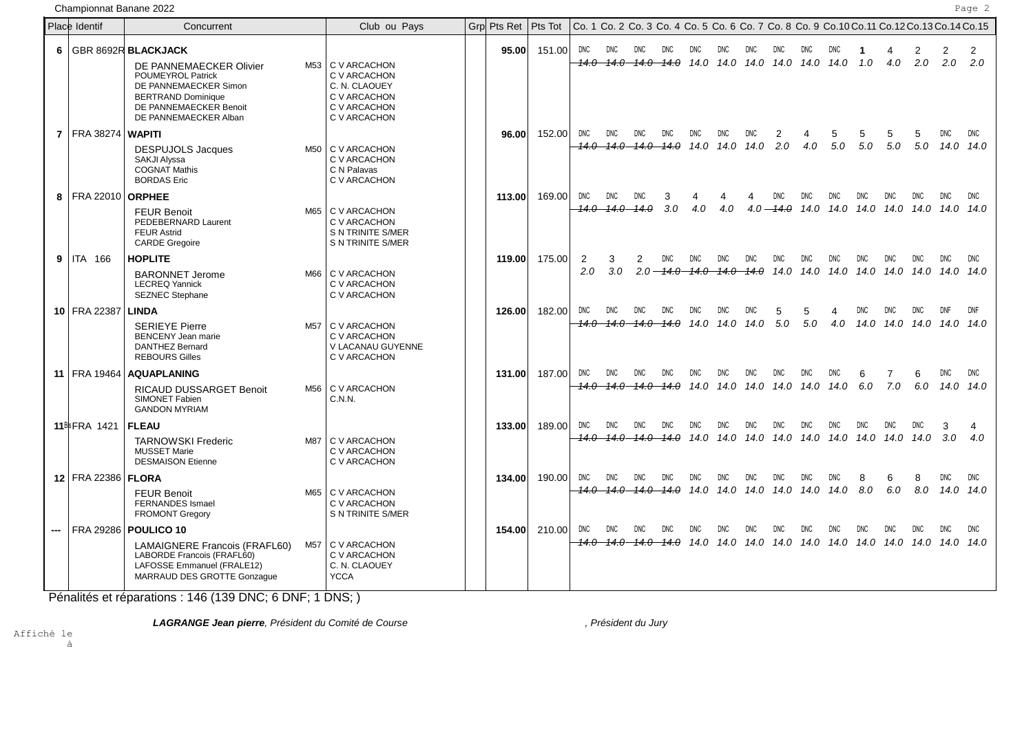Championnat Banane 2022

| Place | Identif | Concurrent | | Club ou Pays | Grp | Pts Ret | Pts Tot | Co. 1 | Co. 2 | Co. 3 | Co. 4 | Co. 5 | Co. 6 | Co. 7 | Co. 8 | Co. 9 | Co.10 | Co.11 | Co.12 | Co.13 | Co.14 | Co.15 |
|---|---|---|---|---|---|---|---|---|---|---|---|---|---|---|---|---|---|---|---|---|---|---|
| **6** | GBR 8692R | **BLACKJACK** | | | | **95.00** | 151.00 | DNC | DNC | DNC | DNC | DNC | DNC | DNC | DNC | DNC | DNC | **1** | 4 | 2 | 2 | 2 |
| | | DE PANNEMAECKER Olivier | M53 | C V ARCACHON | | | | ~~14.0~~ | ~~14.0~~ | ~~14.0~~ | ~~14.0~~ | 14.0 | 14.0 | 14.0 | 14.0 | 14.0 | 14.0 | 1.0 | 4.0 | 2.0 | 2.0 | 2.0 |
| | | POUMEYROL Patrick | | C V ARCACHON | | | | | | | | | | | | | | | | | | |
| | | DE PANNEMAECKER Simon | | C. N. CLAOUEY | | | | | | | | | | | | | | | | | | |
| | | BERTRAND Dominique | | C V ARCACHON | | | | | | | | | | | | | | | | | | |
| | | DE PANNEMAECKER Benoit | | C V ARCACHON | | | | | | | | | | | | | | | | | | |
| | | DE PANNEMAECKER Alban | | C V ARCACHON | | | | | | | | | | | | | | | | | | |
| **7** | FRA 38274 | **WAPITI** | | | | **96.00** | 152.00 | DNC | DNC | DNC | DNC | DNC | DNC | DNC | 2 | 4 | 5 | 5 | 5 | 5 | DNC | DNC |
| | | DESPUJOLS Jacques | M50 | C V ARCACHON | | | | ~~14.0~~ | ~~14.0~~ | ~~14.0~~ | ~~14.0~~ | 14.0 | 14.0 | 14.0 | 2.0 | 4.0 | 5.0 | 5.0 | 5.0 | 5.0 | 14.0 | 14.0 |
| | | SAKJI Alyssa | | C V ARCACHON | | | | | | | | | | | | | | | | | | |
| | | COGNAT Mathis | | C N Palavas | | | | | | | | | | | | | | | | | | |
| | | BORDAS Eric | | C V ARCACHON | | | | | | | | | | | | | | | | | | |
| **8** | FRA 22010 | **ORPHEE** | | | | **113.00** | 169.00 | DNC | DNC | DNC | 3 | 4 | 4 | 4 | DNC | DNC | DNC | DNC | DNC | DNC | DNC | DNC |
| | | FEUR Benoit | M65 | C V ARCACHON | | | | ~~14.0~~ | ~~14.0~~ | ~~14.0~~ | 3.0 | 4.0 | 4.0 | 4.0 | ~~14.0~~ | 14.0 | 14.0 | 14.0 | 14.0 | 14.0 | 14.0 | 14.0 |
| | | PEDEBERNARD Laurent | | C V ARCACHON | | | | | | | | | | | | | | | | | | |
| | | FEUR Astrid | | S N TRINITE S/MER | | | | | | | | | | | | | | | | | | |
| | | CARDE Gregoire | | S N TRINITE S/MER | | | | | | | | | | | | | | | | | | |
| **9** | ITA 166 | **HOPLITE** | | | | **119.00** | 175.00 | 2 | 3 | 2 | DNC | DNC | DNC | DNC | DNC | DNC | DNC | DNC | DNC | DNC | DNC | DNC |
| | | BARONNET Jerome | M66 | C V ARCACHON | | | | 2.0 | 3.0 | 2.0 | ~~14.0~~ | ~~14.0~~ | ~~14.0~~ | ~~14.0~~ | 14.0 | 14.0 | 14.0 | 14.0 | 14.0 | 14.0 | 14.0 | 14.0 |
| | | LECREQ Yannick | | C V ARCACHON | | | | | | | | | | | | | | | | | | |
| | | SEZNEC Stephane | | C V ARCACHON | | | | | | | | | | | | | | | | | | |
| **10** | FRA 22387 | **LINDA** | | | | **126.00** | 182.00 | DNC | DNC | DNC | DNC | DNC | DNC | DNC | 5 | 5 | 4 | DNC | DNC | DNC | DNF | DNF |
| | | SERIEYE Pierre | M57 | C V ARCACHON | | | | ~~14.0~~ | ~~14.0~~ | ~~14.0~~ | ~~14.0~~ | 14.0 | 14.0 | 14.0 | 5.0 | 5.0 | 4.0 | 14.0 | 14.0 | 14.0 | 14.0 | 14.0 |
| | | BENCENY Jean marie | | C V ARCACHON | | | | | | | | | | | | | | | | | | |
| | | DANTHEZ Bernard | | V LACANAU GUYENNE | | | | | | | | | | | | | | | | | | |
| | | REBOURS Gilles | | C V ARCACHON | | | | | | | | | | | | | | | | | | |
| **11** | FRA 19464 | **AQUAPLANING** | | | | **131.00** | 187.00 | DNC | DNC | DNC | DNC | DNC | DNC | DNC | DNC | DNC | DNC | 6 | 7 | 6 | DNC | DNC |
| | | RICAUD DUSSARGET Benoit | M56 | C V ARCACHON | | | | ~~14.0~~ | ~~14.0~~ | ~~14.0~~ | ~~14.0~~ | 14.0 | 14.0 | 14.0 | 14.0 | 14.0 | 14.0 | 6.0 | 7.0 | 6.0 | 14.0 | 14.0 |
| | | SIMONET Fabien | | C.N.N. | | | | | | | | | | | | | | | | | | |
| | | GANDON MYRIAM | | | | | | | | | | | | | | | | | | | | |
| **11Bis** | FRA 1421 | **FLEAU** | | | | **133.00** | 189.00 | DNC | DNC | DNC | DNC | DNC | DNC | DNC | DNC | DNC | DNC | DNC | DNC | DNC | 3 | 4 |
| | | TARNOWSKI Frederic | M87 | C V ARCACHON | | | | ~~14.0~~ | ~~14.0~~ | ~~14.0~~ | ~~14.0~~ | 14.0 | 14.0 | 14.0 | 14.0 | 14.0 | 14.0 | 14.0 | 14.0 | 14.0 | 3.0 | 4.0 |
| | | MUSSET Marie | | C V ARCACHON | | | | | | | | | | | | | | | | | | |
| | | DESMAISON Etienne | | C V ARCACHON | | | | | | | | | | | | | | | | | | |
| **12** | FRA 22386 | **FLORA** | | | | **134.00** | 190.00 | DNC | DNC | DNC | DNC | DNC | DNC | DNC | DNC | DNC | DNC | 8 | 6 | 8 | DNC | DNC |
| | | FEUR Benoit | M65 | C V ARCACHON | | | | ~~14.0~~ | ~~14.0~~ | ~~14.0~~ | ~~14.0~~ | 14.0 | 14.0 | 14.0 | 14.0 | 14.0 | 14.0 | 8.0 | 6.0 | 8.0 | 14.0 | 14.0 |
| | | FERNANDES Ismael | | C V ARCACHON | | | | | | | | | | | | | | | | | | |
| | | FROMONT Gregory | | S N TRINITE S/MER | | | | | | | | | | | | | | | | | | |
| **---** | FRA 29286 | **POULICO 10** | | | | **154.00** | 210.00 | DNC | DNC | DNC | DNC | DNC | DNC | DNC | DNC | DNC | DNC | DNC | DNC | DNC | DNC | DNC |
| | | LAMAIGNERE Francois (FRAFL60) | M57 | C V ARCACHON | | | | ~~14.0~~ | ~~14.0~~ | ~~14.0~~ | ~~14.0~~ | 14.0 | 14.0 | 14.0 | 14.0 | 14.0 | 14.0 | 14.0 | 14.0 | 14.0 | 14.0 | 14.0 |
| | | LABORDE Francois (FRAFL60) | | C V ARCACHON | | | | | | | | | | | | | | | | | | |
| | | LAFOSSE Emmanuel (FRALE12) | | C. N. CLAOUEY | | | | | | | | | | | | | | | | | | |
| | | MARRAUD DES GROTTE Gonzague | | YCCA | | | | | | | | | | | | | | | | | | |

Pénalités et réparations : 146 (139 DNC; 6 DNF; 1 DNS; )

***LAGRANGE Jean pierre**, Président du Comité de Course* — *, Président du Jury*

Affiché le
à